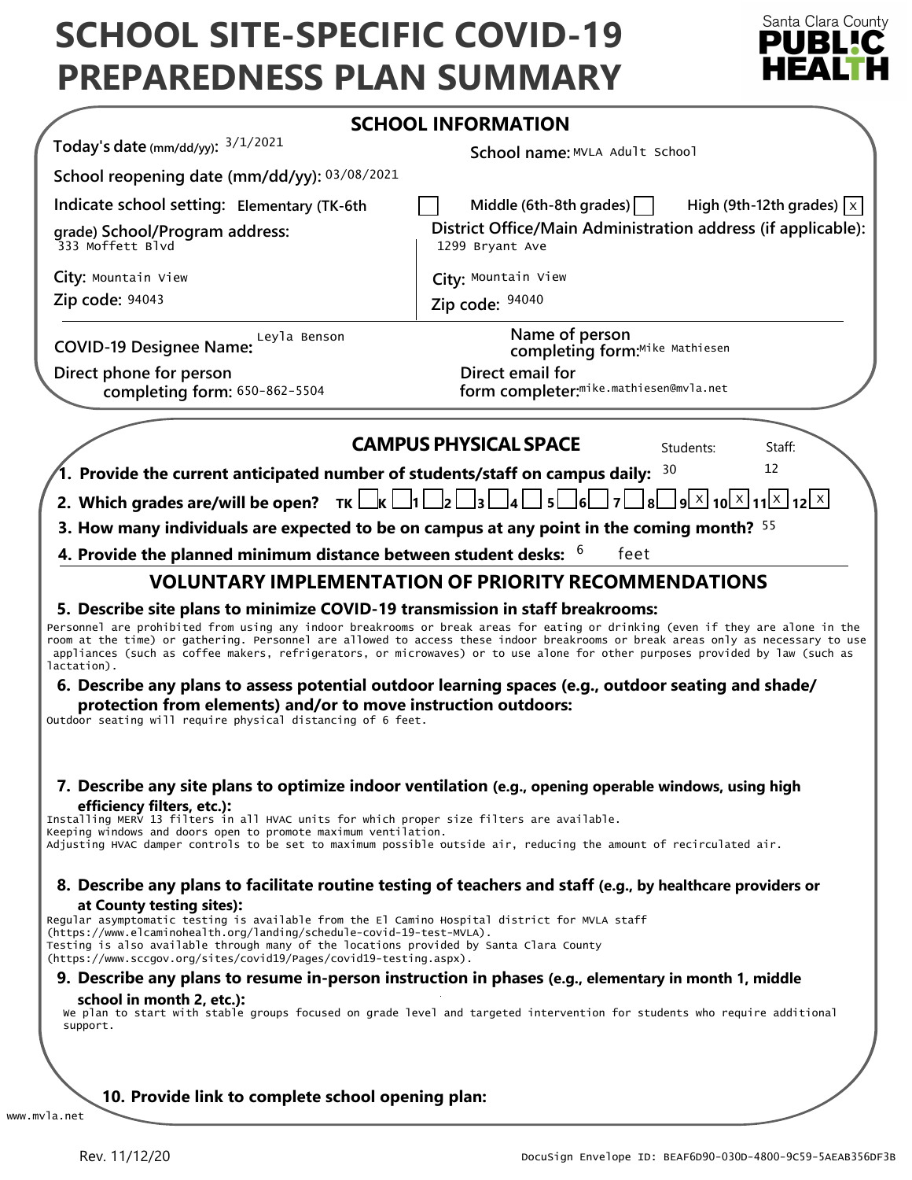# SCHOOL SITE-SPECIFIC COVID-19 PREPAREDNESS PLAN SUMMARY

Santa Clara County **PUBLIC HEALTH**

## SCHOOL INFORMATION

**Today's date** (mm/dd/yy): 3/1/2021

**School name:** MVLA Adult School

**School reopening date (mm/dd/yy):** 03/08/2021

**Indicate school setting:** Elementary (TK-6th grade) [ ] Middle (6th-8th grades) [ ] High (9th-12th grades) [x]

**School/Program address:** 333 Moffett Blvd

**District Office/Main Administration address (if applicable):** 1299 Bryant Ave

**City:** Mountain View

**City:** Mountain View

**Zip code:** 94043

**Zip code:** 94040

**COVID-19 Designee Name:** Leyla Benson

**Name of person completing form:** Mike Mathiesen

**Direct phone for person completing form:** 650-862-5504

**Direct email for form completer:** mike.mathiesen@mvla.net

## CAMPUS PHYSICAL SPACE

**1. Provide the current anticipated number of students/staff on campus daily:** Students: 30 Staff: 12

**2. Which grades are/will be open?** TK [ ] K [ ] 1 [ ] 2 [ ] 3 [ ] 4 [ ] 5 [ ] 6 [ ] 7 [ ] 8 [ ] 9 [x] 10 [x] 11 [x] 12 [x]

**3. How many individuals are expected to be on campus at any point in the coming month?** 55

**4. Provide the planned minimum distance between student desks:** 6 feet

## VOLUNTARY IMPLEMENTATION OF PRIORITY RECOMMENDATIONS

**5. Describe site plans to minimize COVID-19 transmission in staff breakrooms:**

Personnel are prohibited from using any indoor breakrooms or break areas for eating or drinking (even if they are alone in the room at the time) or gathering. Personnel are allowed to access these indoor breakrooms or break areas only as necessary to use appliances (such as coffee makers, refrigerators, or microwaves) or to use alone for other purposes provided by law (such as lactation).

**6. Describe any plans to assess potential outdoor learning spaces (e.g., outdoor seating and shade/ protection from elements) and/or to move instruction outdoors:**

Outdoor seating will require physical distancing of 6 feet.

**7. Describe any site plans to optimize indoor ventilation** (e.g., opening operable windows, using high efficiency filters, etc.)**:**

Installing MERV 13 filters in all HVAC units for which proper size filters are available.
Keeping windows and doors open to promote maximum ventilation.
Adjusting HVAC damper controls to be set to maximum possible outside air, reducing the amount of recirculated air.

**8. Describe any plans to facilitate routine testing of teachers and staff** (e.g., by healthcare providers or at County testing sites)**:**

Regular asymptomatic testing is available from the El Camino Hospital district for MVLA staff (https://www.elcaminohealth.org/landing/schedule-covid-19-test-MVLA).
Testing is also available through many of the locations provided by Santa Clara County (https://www.sccgov.org/sites/covid19/Pages/covid19-testing.aspx).

**9. Describe any plans to resume in-person instruction in phases** (e.g., elementary in month 1, middle school in month 2, etc.)**:**

We plan to start with stable groups focused on grade level and targeted intervention for students who require additional support.

**10. Provide link to complete school opening plan:**

www.mvla.net

Rev. 11/12/20

DocuSign Envelope ID: BEAF6D90-030D-4800-9C59-5AEAB356DF3B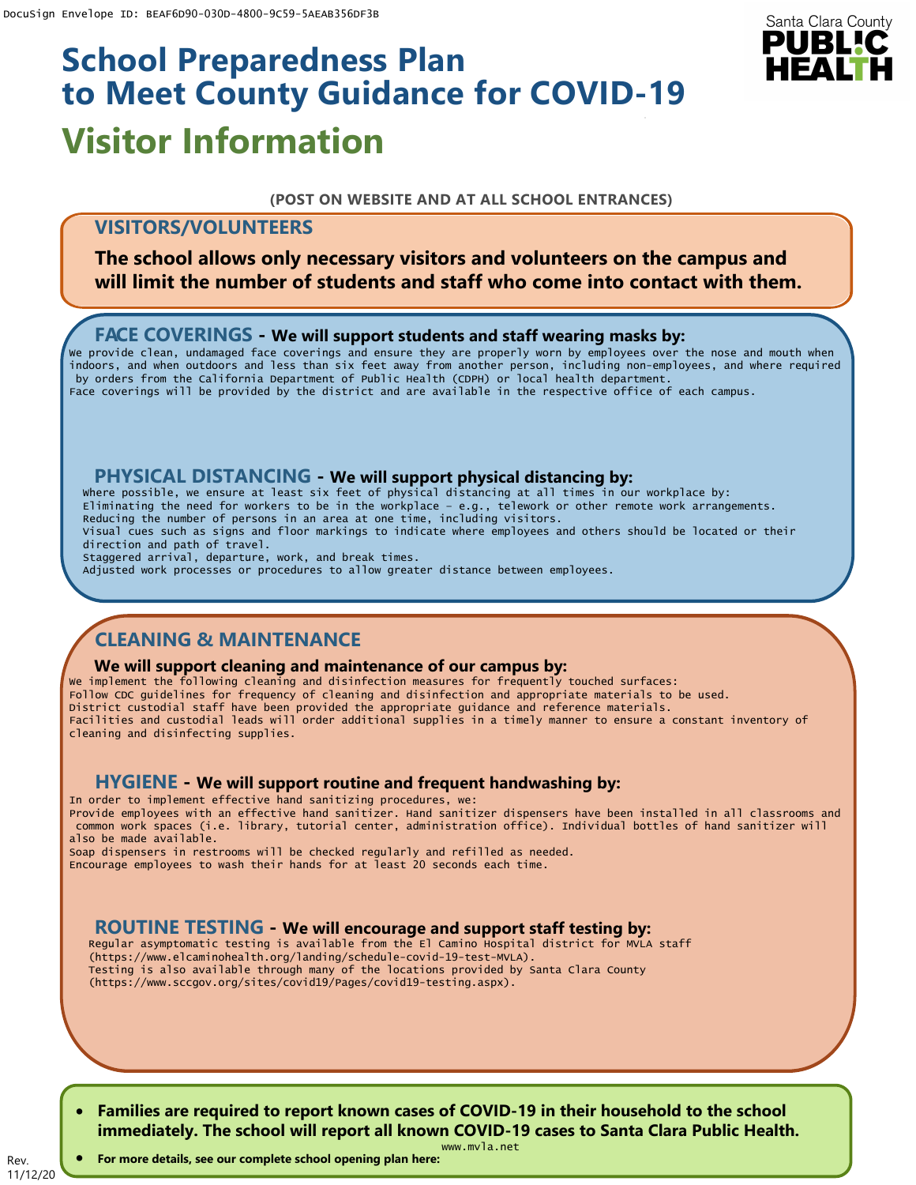# School Preparedness Plan to Meet County Guidance for COVID-19

## Visitor Information

**(POST ON WEBSITE AND AT ALL SCHOOL ENTRANCES)**

### VISITORS/VOLUNTEERS

**The school allows only necessary visitors and volunteers on the campus and will limit the number of students and staff who come into contact with them.**

### FACE COVERINGS - We will support students and staff wearing masks by:

We provide clean, undamaged face coverings and ensure they are properly worn by employees over the nose and mouth when indoors, and when outdoors and less than six feet away from another person, including non-employees, and where required by orders from the California Department of Public Health (CDPH) or local health department.
Face coverings will be provided by the district and are available in the respective office of each campus.

### PHYSICAL DISTANCING - We will support physical distancing by:

Where possible, we ensure at least six feet of physical distancing at all times in our workplace by:
Eliminating the need for workers to be in the workplace – e.g., telework or other remote work arrangements.
Reducing the number of persons in an area at one time, including visitors.
Visual cues such as signs and floor markings to indicate where employees and others should be located or their direction and path of travel.
Staggered arrival, departure, work, and break times.
Adjusted work processes or procedures to allow greater distance between employees.

### CLEANING & MAINTENANCE

**We will support cleaning and maintenance of our campus by:**

We implement the following cleaning and disinfection measures for frequently touched surfaces:
Follow CDC guidelines for frequency of cleaning and disinfection and appropriate materials to be used.
District custodial staff have been provided the appropriate guidance and reference materials.
Facilities and custodial leads will order additional supplies in a timely manner to ensure a constant inventory of cleaning and disinfecting supplies.

### HYGIENE - We will support routine and frequent handwashing by:

In order to implement effective hand sanitizing procedures, we:
Provide employees with an effective hand sanitizer. Hand sanitizer dispensers have been installed in all classrooms and common work spaces (i.e. library, tutorial center, administration office). Individual bottles of hand sanitizer will also be made available.
Soap dispensers in restrooms will be checked regularly and refilled as needed.
Encourage employees to wash their hands for at least 20 seconds each time.

### ROUTINE TESTING - We will encourage and support staff testing by:

Regular asymptomatic testing is available from the El Camino Hospital district for MVLA staff (https://www.elcaminohealth.org/landing/schedule-covid-19-test-MVLA).
Testing is also available through many of the locations provided by Santa Clara County (https://www.sccgov.org/sites/covid19/Pages/covid19-testing.aspx).

- **Families are required to report known cases of COVID-19 in their household to the school immediately. The school will report all known COVID-19 cases to Santa Clara Public Health.**
- **For more details, see our complete school opening plan here:** www.mvla.net

Rev. 11/12/20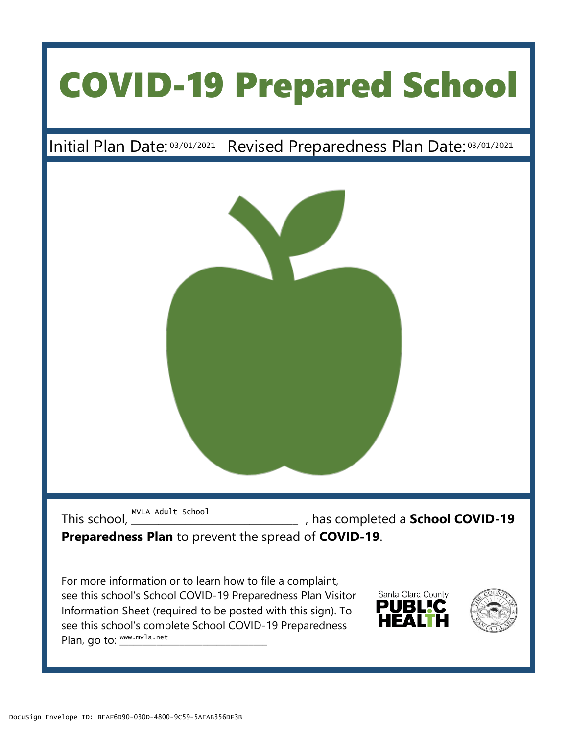# COVID-19 Prepared School

Initial Plan Date: 03/01/2021 Revised Preparedness Plan Date: 03/01/2021

This school, MVLA Adult School, has completed a **School COVID-19 Preparedness Plan** to prevent the spread of **COVID-19**.

For more information or to learn how to file a complaint, see this school's School COVID-19 Preparedness Plan Visitor Information Sheet (required to be posted with this sign). To see this school's complete School COVID-19 Preparedness Plan, go to: www.mvla.net

Santa Clara County PUBLIC HEALTH

DocuSign Envelope ID: BEAF6D90-030D-4800-9C59-5AEAB356DF3B